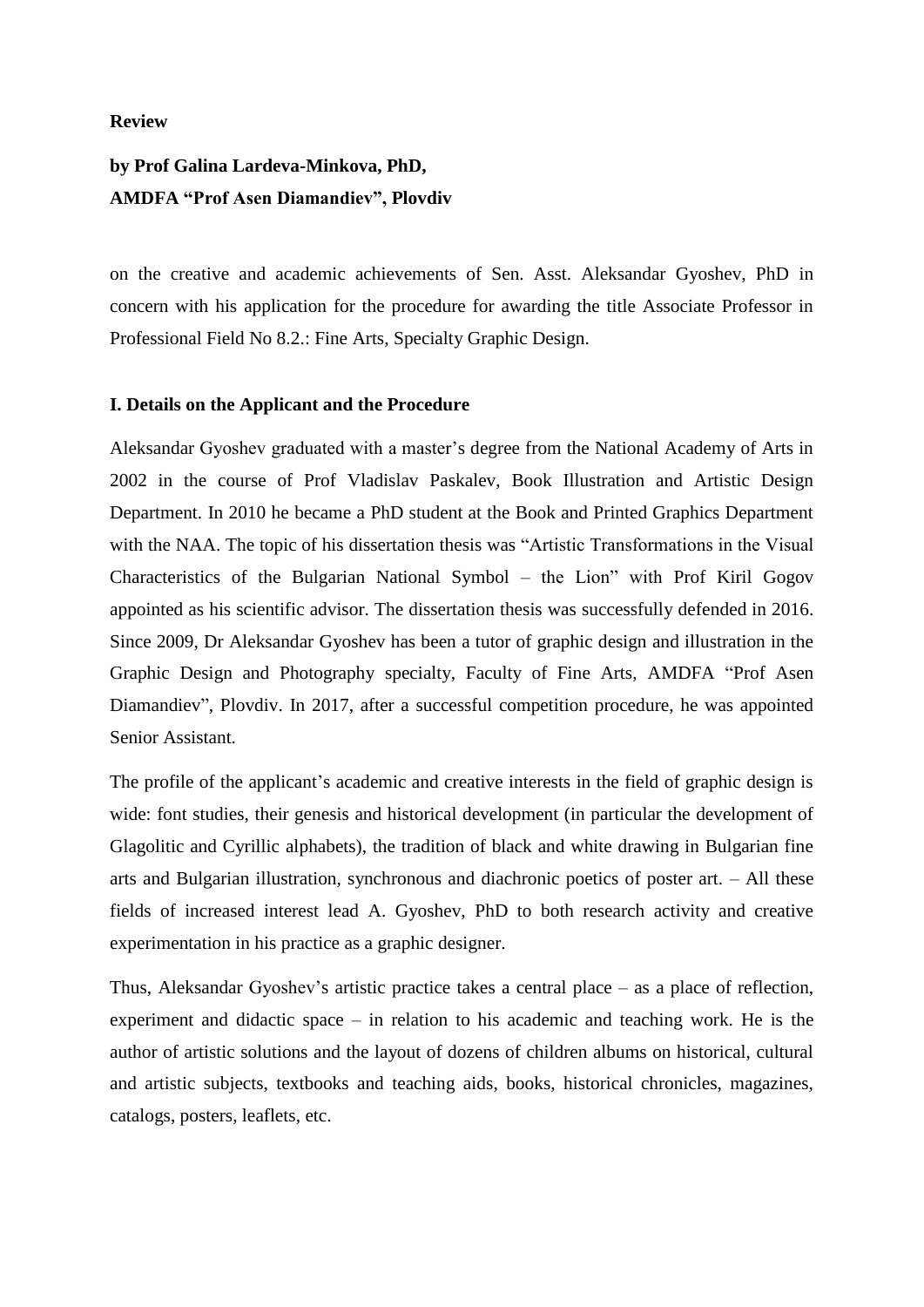**Review**

**by Prof Galina Lardeva-Minkova, PhD,**
**AMDFA "Prof Asen Diamandiev", Plovdiv**

on the creative and academic achievements of Sen. Asst. Aleksandar Gyoshev, PhD in concern with his application for the procedure for awarding the title Associate Professor in Professional Field No 8.2.: Fine Arts, Specialty Graphic Design.

**I. Details on the Applicant and the Procedure**

Aleksandar Gyoshev graduated with a master's degree from the National Academy of Arts in 2002 in the course of Prof Vladislav Paskalev, Book Illustration and Artistic Design Department. In 2010 he became a PhD student at the Book and Printed Graphics Department with the NAA. The topic of his dissertation thesis was "Artistic Transformations in the Visual Characteristics of the Bulgarian National Symbol – the Lion" with Prof Kiril Gogov appointed as his scientific advisor. The dissertation thesis was successfully defended in 2016. Since 2009, Dr Aleksandar Gyoshev has been a tutor of graphic design and illustration in the Graphic Design and Photography specialty, Faculty of Fine Arts, AMDFA "Prof Asen Diamandiev", Plovdiv. In 2017, after a successful competition procedure, he was appointed Senior Assistant.

The profile of the applicant's academic and creative interests in the field of graphic design is wide: font studies, their genesis and historical development (in particular the development of Glagolitic and Cyrillic alphabets), the tradition of black and white drawing in Bulgarian fine arts and Bulgarian illustration, synchronous and diachronic poetics of poster art. – All these fields of increased interest lead A. Gyoshev, PhD to both research activity and creative experimentation in his practice as a graphic designer.

Thus, Aleksandar Gyoshev's artistic practice takes a central place – as a place of reflection, experiment and didactic space – in relation to his academic and teaching work. He is the author of artistic solutions and the layout of dozens of children albums on historical, cultural and artistic subjects, textbooks and teaching aids, books, historical chronicles, magazines, catalogs, posters, leaflets, etc.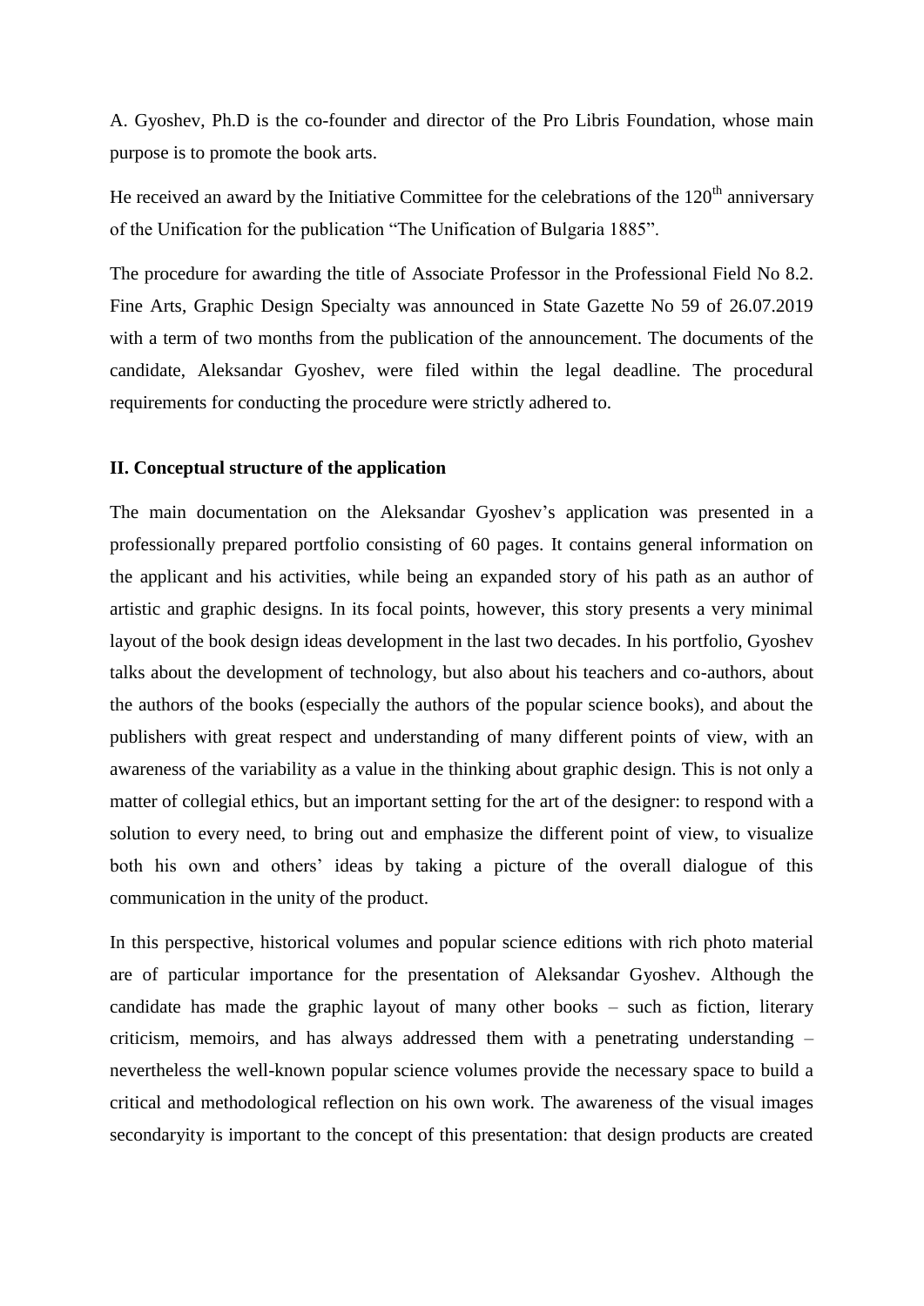A. Gyoshev, Ph.D is the co-founder and director of the Pro Libris Foundation, whose main purpose is to promote the book arts.

He received an award by the Initiative Committee for the celebrations of the 120th anniversary of the Unification for the publication "The Unification of Bulgaria 1885".

The procedure for awarding the title of Associate Professor in the Professional Field No 8.2. Fine Arts, Graphic Design Specialty was announced in State Gazette No 59 of 26.07.2019 with a term of two months from the publication of the announcement. The documents of the candidate, Aleksandar Gyoshev, were filed within the legal deadline. The procedural requirements for conducting the procedure were strictly adhered to.

## II. Conceptual structure of the application

The main documentation on the Aleksandar Gyoshev's application was presented in a professionally prepared portfolio consisting of 60 pages. It contains general information on the applicant and his activities, while being an expanded story of his path as an author of artistic and graphic designs. In its focal points, however, this story presents a very minimal layout of the book design ideas development in the last two decades. In his portfolio, Gyoshev talks about the development of technology, but also about his teachers and co-authors, about the authors of the books (especially the authors of the popular science books), and about the publishers with great respect and understanding of many different points of view, with an awareness of the variability as a value in the thinking about graphic design. This is not only a matter of collegial ethics, but an important setting for the art of the designer: to respond with a solution to every need, to bring out and emphasize the different point of view, to visualize both his own and others' ideas by taking a picture of the overall dialogue of this communication in the unity of the product.

In this perspective, historical volumes and popular science editions with rich photo material are of particular importance for the presentation of Aleksandar Gyoshev. Although the candidate has made the graphic layout of many other books – such as fiction, literary criticism, memoirs, and has always addressed them with a penetrating understanding – nevertheless the well-known popular science volumes provide the necessary space to build a critical and methodological reflection on his own work. The awareness of the visual images secondaryity is important to the concept of this presentation: that design products are created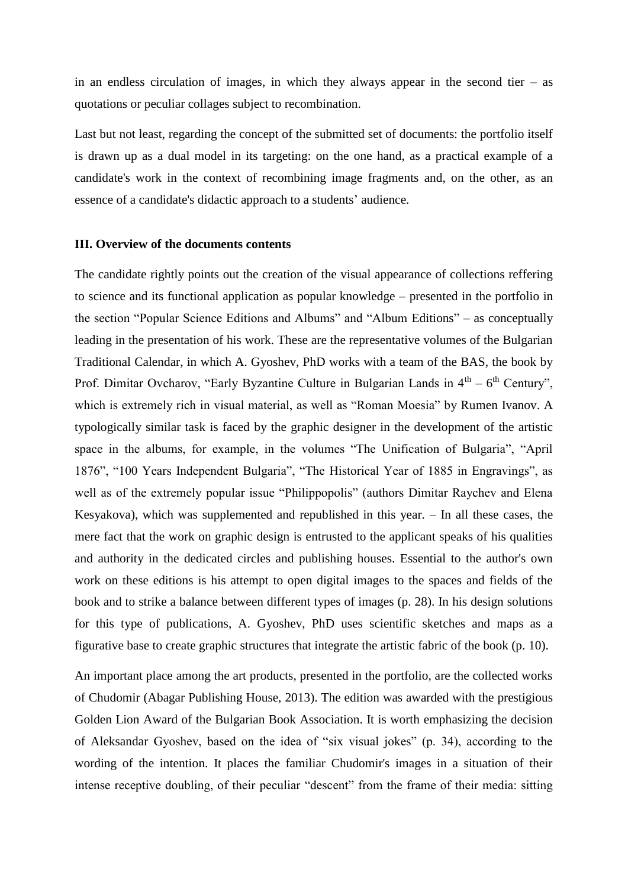in an endless circulation of images, in which they always appear in the second tier – as quotations or peculiar collages subject to recombination.

Last but not least, regarding the concept of the submitted set of documents: the portfolio itself is drawn up as a dual model in its targeting: on the one hand, as a practical example of a candidate's work in the context of recombining image fragments and, on the other, as an essence of a candidate's didactic approach to a students' audience.

### III. Overview of the documents contents

The candidate rightly points out the creation of the visual appearance of collections reffering to science and its functional application as popular knowledge – presented in the portfolio in the section "Popular Science Editions and Albums" and "Album Editions" – as conceptually leading in the presentation of his work. These are the representative volumes of the Bulgarian Traditional Calendar, in which A. Gyoshev, PhD works with a team of the BAS, the book by Prof. Dimitar Ovcharov, "Early Byzantine Culture in Bulgarian Lands in 4th – 6th Century", which is extremely rich in visual material, as well as "Roman Moesia" by Rumen Ivanov. A typologically similar task is faced by the graphic designer in the development of the artistic space in the albums, for example, in the volumes "The Unification of Bulgaria", "April 1876", "100 Years Independent Bulgaria", "The Historical Year of 1885 in Engravings", as well as of the extremely popular issue "Philippopolis" (authors Dimitar Raychev and Elena Kesyakova), which was supplemented and republished in this year. – In all these cases, the mere fact that the work on graphic design is entrusted to the applicant speaks of his qualities and authority in the dedicated circles and publishing houses. Essential to the author's own work on these editions is his attempt to open digital images to the spaces and fields of the book and to strike a balance between different types of images (p. 28). In his design solutions for this type of publications, A. Gyoshev, PhD uses scientific sketches and maps as a figurative base to create graphic structures that integrate the artistic fabric of the book (p. 10).

An important place among the art products, presented in the portfolio, are the collected works of Chudomir (Abagar Publishing House, 2013). The edition was awarded with the prestigious Golden Lion Award of the Bulgarian Book Association. It is worth emphasizing the decision of Aleksandar Gyoshev, based on the idea of "six visual jokes" (p. 34), according to the wording of the intention. It places the familiar Chudomir's images in a situation of their intense receptive doubling, of their peculiar "descent" from the frame of their media: sitting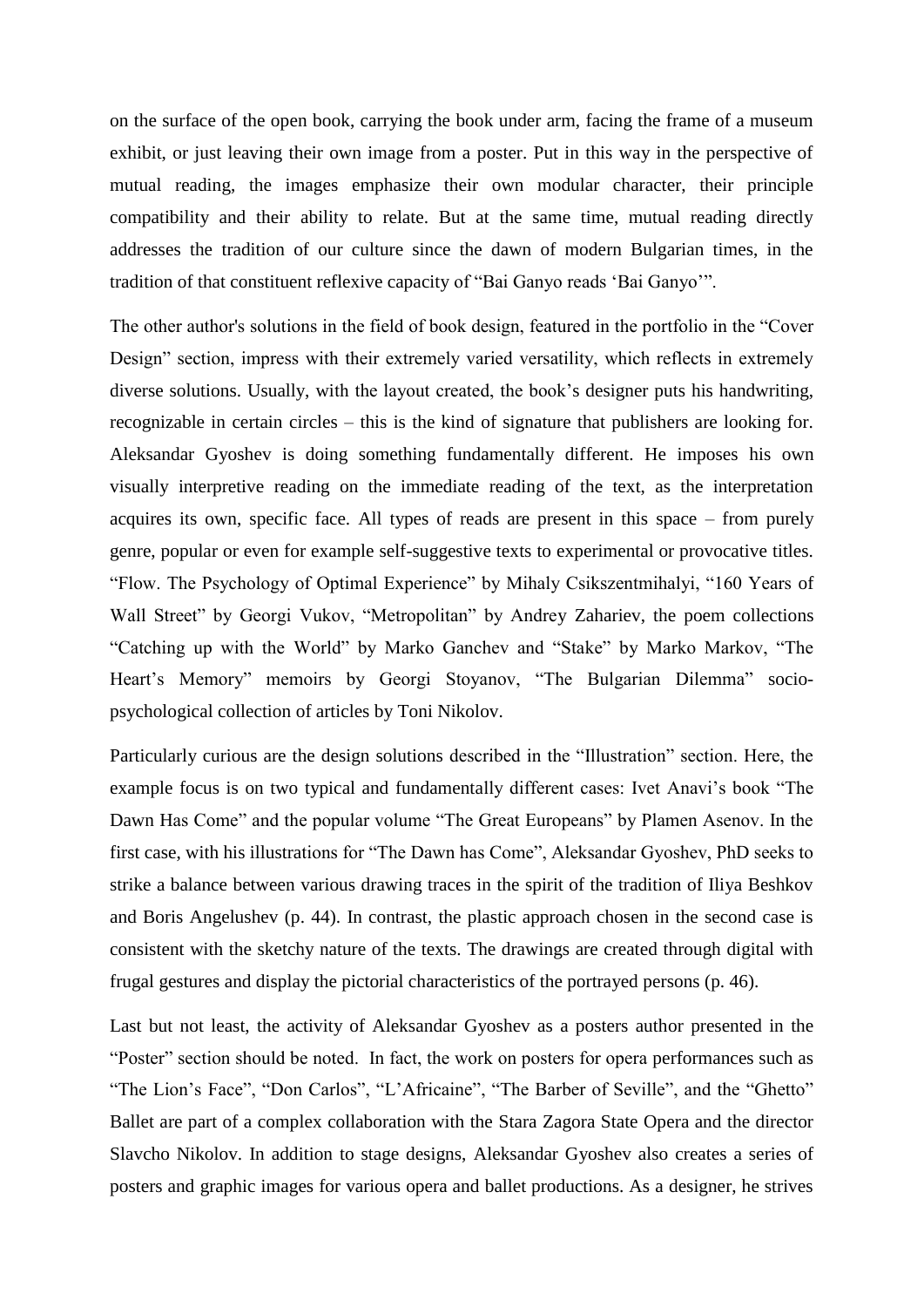on the surface of the open book, carrying the book under arm, facing the frame of a museum exhibit, or just leaving their own image from a poster. Put in this way in the perspective of mutual reading, the images emphasize their own modular character, their principle compatibility and their ability to relate. But at the same time, mutual reading directly addresses the tradition of our culture since the dawn of modern Bulgarian times, in the tradition of that constituent reflexive capacity of "Bai Ganyo reads 'Bai Ganyo'".

The other author's solutions in the field of book design, featured in the portfolio in the "Cover Design" section, impress with their extremely varied versatility, which reflects in extremely diverse solutions. Usually, with the layout created, the book's designer puts his handwriting, recognizable in certain circles – this is the kind of signature that publishers are looking for. Aleksandar Gyoshev is doing something fundamentally different. He imposes his own visually interpretive reading on the immediate reading of the text, as the interpretation acquires its own, specific face. All types of reads are present in this space – from purely genre, popular or even for example self-suggestive texts to experimental or provocative titles. "Flow. The Psychology of Optimal Experience" by Mihaly Csikszentmihalyi, "160 Years of Wall Street" by Georgi Vukov, "Metropolitan" by Andrey Zahariev, the poem collections "Catching up with the World" by Marko Ganchev and "Stake" by Marko Markov, "The Heart's Memory" memoirs by Georgi Stoyanov, "The Bulgarian Dilemma" socio-psychological collection of articles by Toni Nikolov.

Particularly curious are the design solutions described in the "Illustration" section. Here, the example focus is on two typical and fundamentally different cases: Ivet Anavi's book "The Dawn Has Come" and the popular volume "The Great Europeans" by Plamen Asenov. In the first case, with his illustrations for "The Dawn has Come", Aleksandar Gyoshev, PhD seeks to strike a balance between various drawing traces in the spirit of the tradition of Iliya Beshkov and Boris Angelushev (p. 44). In contrast, the plastic approach chosen in the second case is consistent with the sketchy nature of the texts. The drawings are created through digital with frugal gestures and display the pictorial characteristics of the portrayed persons (p. 46).

Last but not least, the activity of Aleksandar Gyoshev as a posters author presented in the "Poster" section should be noted. In fact, the work on posters for opera performances such as "The Lion's Face", "Don Carlos", "L'Africaine", "The Barber of Seville", and the "Ghetto" Ballet are part of a complex collaboration with the Stara Zagora State Opera and the director Slavcho Nikolov. In addition to stage designs, Aleksandar Gyoshev also creates a series of posters and graphic images for various opera and ballet productions. As a designer, he strives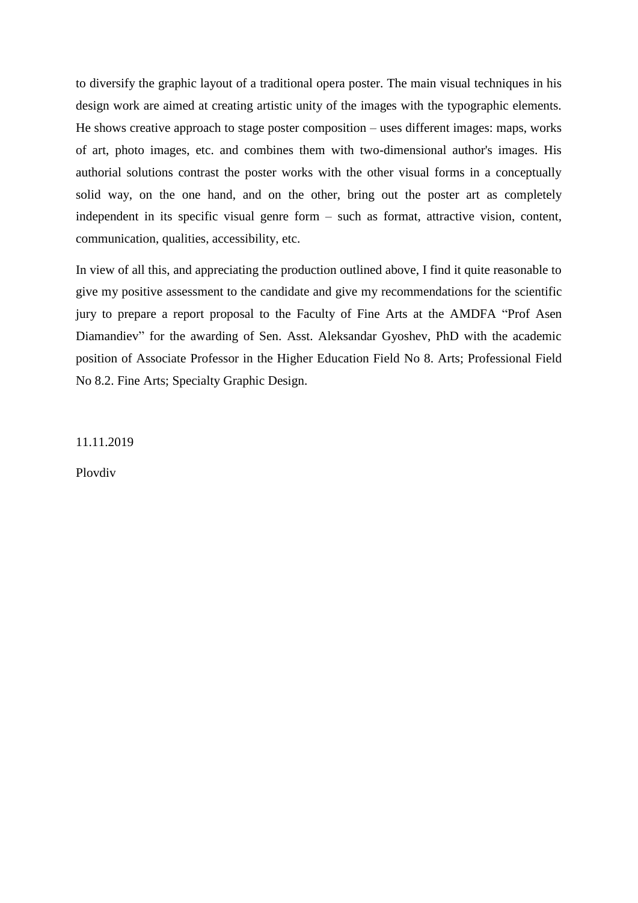to diversify the graphic layout of a traditional opera poster. The main visual techniques in his design work are aimed at creating artistic unity of the images with the typographic elements. He shows creative approach to stage poster composition – uses different images: maps, works of art, photo images, etc. and combines them with two-dimensional author's images. His authorial solutions contrast the poster works with the other visual forms in a conceptually solid way, on the one hand, and on the other, bring out the poster art as completely independent in its specific visual genre form – such as format, attractive vision, content, communication, qualities, accessibility, etc.

In view of all this, and appreciating the production outlined above, I find it quite reasonable to give my positive assessment to the candidate and give my recommendations for the scientific jury to prepare a report proposal to the Faculty of Fine Arts at the AMDFA "Prof Asen Diamandiev" for the awarding of Sen. Asst. Aleksandar Gyoshev, PhD with the academic position of Associate Professor in the Higher Education Field No 8. Arts; Professional Field No 8.2. Fine Arts; Specialty Graphic Design.

11.11.2019

Plovdiv